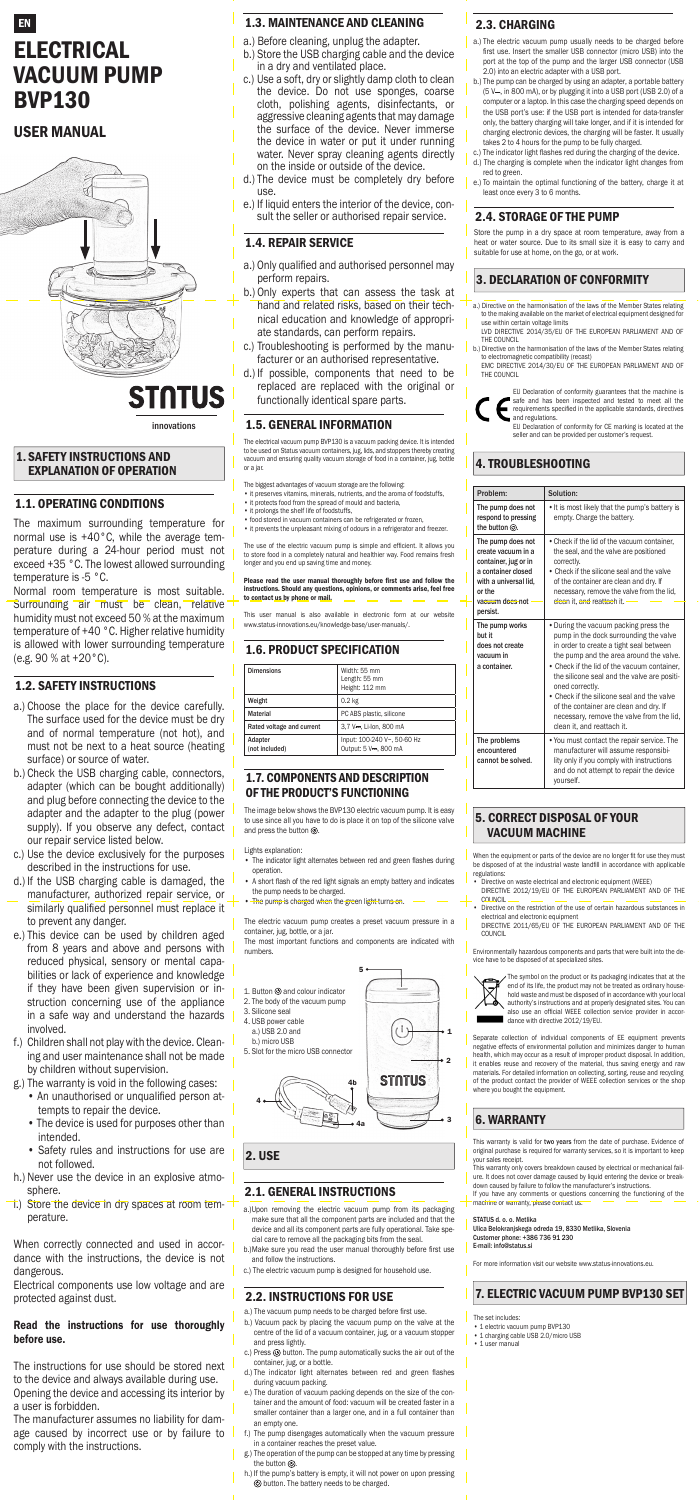EN

# ELECTRICAL VACUUM PUMP BVP130

## USER MANUAL

STATUS innovations

## 1. SAFETY INSTRUCTIONS AND EXPLANATION OF OPERATION

### 1.1. OPERATING CONDITIONS

The maximum surrounding temperature for normal use is +40 °C, while the average temperature during a 24-hour period must not exceed +35 °C. The lowest allowed surrounding temperature is -5 °C.

Normal room temperature is most suitable. Surrounding air must be clean, relative humidity must not exceed 50 % at the maximum temperature of +40 °C. Higher relative humidity is allowed with lower surrounding temperature (e.g. 90 % at +20 °C).

### 1.2. SAFETY INSTRUCTIONS

a.) Choose the place for the device carefully. The surface used for the device must be dry and of normal temperature (not hot), and must not be next to a heat source (heating surface) or source of water.

b.) Check the USB charging cable, connectors, adapter (which can be bought additionally) and plug before connecting the device to the adapter and the adapter to the plug (power supply). If you observe any defect, contact our repair service listed below.

c.) Use the device exclusively for the purposes described in the instructions for use.

d.) If the USB charging cable is damaged, the manufacturer, authorized repair service, or similarly qualified personnel must replace it to prevent any danger.

e.) This device can be used by children aged from 8 years and above and persons with reduced physical, sensory or mental capabilities or lack of experience and knowledge if they have been given supervision or instruction concerning use of the appliance in a safe way and understand the hazards involved.

f.) Children shall not play with the device. Cleaning and user maintenance shall not be made by children without supervision.

g.) The warranty is void in the following cases:
- An unauthorised or unqualified person attempts to repair the device.
- The device is used for purposes other than intended.
- Safety rules and instructions for use are not followed.

h.) Never use the device in an explosive atmosphere.

i.) Store the device in dry spaces at room temperature.

When correctly connected and used in accordance with the instructions, the device is not dangerous.

Electrical components use low voltage and are protected against dust.

**Read the instructions for use thoroughly before use.**

The instructions for use should be stored next to the device and always available during use.

Opening the device and accessing its interior by a user is forbidden.

The manufacturer assumes no liability for damage caused by incorrect use or by failure to comply with the instructions.

### 1.3. MAINTENANCE AND CLEANING

a.) Before cleaning, unplug the adapter.

b.) Store the USB charging cable and the device in a dry and ventilated place.

c.) Use a soft, dry or slightly damp cloth to clean the device. Do not use sponges, coarse cloth, polishing agents, disinfectants, or aggressive cleaning agents that may damage the surface of the device. Never immerse the device in water or put it under running water. Never spray cleaning agents directly on the inside or the outside of the device.

d.) The device must be completely dry before use.

e.) If liquid enters the interior of the device, consult the seller or authorised repair service.

### 1.4. REPAIR SERVICE

a.) Only qualified and authorised personnel may perform repairs.

b.) Only experts that can assess the task at hand and related risks, based on their technical education and knowledge of appropriate standards, can perform repairs.

c.) Troubleshooting is performed by the manufacturer or an authorised representative.

d.) If possible, components that need to be replaced are replaced with the original or functionally identical spare parts.

### 1.5. GENERAL INFORMATION

The electrical vacuum pump BVP130 is a vacuum packing device. It is intended to be used on Status vacuum containers, jug, lids, and stoppers thereby creating vacuum and ensuring quality vacuum storage of food in a container, jug, bottle or a jar.

The biggest advantages of vacuum storage are the following:
- it preserves vitamins, minerals, nutrients, and the aroma of foodstuffs,
- it protects food from the spread of mould and bacteria,
- it prolongs the shelf life of foodstuffs,
- food stored in vacuum containers can be refrigerated or frozen,
- it prevents the unpleasant mixing of odours in a refrigerator and freezer.

The use of the electric vacuum pump is simple and efficient. It allows you to store food in a completely natural and healthier way. Food remains fresh longer and you end up saving time and money.

**Please read the user manual thoroughly before first use and follow the instructions. Should any questions, opinions, or comments arise, feel free to contact us by phone or mail.**

This user manual is also available in electronic form at our website www.status-innovations.eu/knowledge-base/user-manuals/.

### 1.6. PRODUCT SPECIFICATION

| Dimensions | Width: 55 mm<br>Length: 55 mm<br>Height: 112 mm |
|---|---|
| Weight | 0.2 kg |
| Material | PC ABS plastic, silicone |
| Rated voltage and current | 3,7 V⎓, Li-Ion, 800 mA |
| Adapter (not included) | Input: 100-240 V~, 50-60 Hz<br>Output: 5 V⎓, 800 mA |

### 1.7. COMPONENTS AND DESCRIPTION OF THE PRODUCT'S FUNCTIONING

The image below shows the BVP130 electric vacuum pump. It is easy to use since all you have to do is place it on top of the silicone valve and press the button ⏻.

Lights explanation:
- The indicator light alternates between red and green flashes during operation.
- A short flash of the red light signals an empty battery and indicates the pump needs to be charged.
- The pump is charged when the green light turns on.

The electric vacuum pump creates a preset vacuum pressure in a container, jug, bottle, or a jar.

The most important functions and components are indicated with numbers.

1. Button ⏻ and colour indicator
2. The body of the vacuum pump
3. Silicone seal
4. USB power cable
   a.) USB 2.0 and
   b.) micro USB
5. Slot for the micro USB connector

## 2. USE

### 2.1. GENERAL INSTRUCTIONS

a.)Upon removing the electric vacuum pump from its packaging make sure that all the component parts are included and that the device and all its component parts are fully operational. Take special care to remove all the packaging bits from the seal.

b.)Make sure you read the user manual thoroughly before first use and follow the instructions.

c.) The electric vacuum pump is designed for household use.

### 2.2. INSTRUCTIONS FOR USE

a.) The vacuum pump needs to be charged before first use.

b.) Vacuum pack by placing the vacuum pump on the valve at the centre of the lid of a vacuum container, jug, or a vacuum stopper and press lightly.

c.) Press ⏻ button. The pump automatically sucks the air out of the container, jug, or a bottle.

d.) The indicator light alternates between red and green flashes during vacuum packing.

e.) The duration of vacuum packing depends on the size of the container and the amount of food: vacuum will be created faster in a smaller container than a larger one, and in a full container than an empty one.

f.) The pump disengages automatically when the vacuum pressure in a container reaches the preset value.

g.) The operation of the pump can be stopped at any time by pressing the button ⏻.

h.) If the pump's battery is empty, it will not power on upon pressing ⏻ button. The battery needs to be charged.

### 2.3. CHARGING

a.) The electric vacuum pump usually needs to be charged before first use. Insert the smaller USB connector (micro USB) into the port at the top of the pump and the larger USB connector (USB 2.0) into an electric adapter with a USB port.

b.) The pump can be charged by using an adapter, a portable battery (5 V⎓, in 800 mA), or by plugging it into a USB port (USB 2.0) of a computer or a laptop. In this case the charging speed depends on the USB port's use: if the USB port is intended for data-transfer only, the battery charging will take longer, and if it is intended for charging electronic devices, the charging will be faster. It usually takes 2 to 4 hours for the pump to be fully charged.

c.) The indicator light flashes red during the charging of the device.

d.) The charging is complete when the indicator light changes from red to green.

e.) To maintain the optimal functioning of the battery, charge it at least once every 3 to 6 months.

### 2.4. STORAGE OF THE PUMP

Store the pump in a dry space at room temperature, away from a heat or water source. Due to its small size it is easy to carry and suitable for use at home, on the go, or at work.

## 3. DECLARATION OF CONFORMITY

a.) Directive on the harmonisation of the laws of the Member States relating to the making available on the market of electrical equipment designed for use within certain voltage limits
LVD DIRECTIVE 2014/35/EU OF THE EUROPEAN PARLIAMENT AND OF THE COUNCIL

b.) Directive on the harmonisation of the laws of the Member States relating to electromagnetic compatibility (recast)
EMC DIRECTIVE 2014/30/EU OF THE EUROPEAN PARLIAMENT AND OF THE COUNCIL

EU Declaration of conformity guarantees that the machine is safe and has been inspected and tested to meet all the requirements specified in the applicable standards, directives and regulations.
EU Declaration of conformity for CE marking is located at the seller and can be provided per customer's request.

## 4. TROUBLESHOOTING

| Problem: | Solution: |
|---|---|
| The pump does not respond to pressing the button ⏻. | • It is most likely that the pump's battery is empty. Charge the battery. |
| The pump does not create vacuum in a container, jug or in a container closed with a universal lid, or the vacuum does not persist. | • Check if the lid of the vacuum container, the seal, and the valve are positioned correctly.<br>• Check if the silicone seal and the valve of the container are clean and dry. If necessary, remove the valve from the lid, clean it, and reattach it. |
| The pump works but it does not create vacuum in a container. | • During the vacuum packing press the pump in the dock surrounding the valve in order to create a tight seal between the pump and the area around the valve.<br>• Check if the lid of the vacuum container, the silicone seal and the valve are positioned correctly.<br>• Check if the silicone seal and the valve of the container are clean and dry. If necessary, remove the valve from the lid, clean it, and reattach it. |
| The problems encountered cannot be solved. | • You must contact the repair service. The manufacturer will assume responsibility only if you comply with instructions and do not attempt to repair the device yourself. |

## 5. CORRECT DISPOSAL OF YOUR VACUUM MACHINE

When the equipment or parts of the device are no longer fit for use they must be disposed of at the industrial waste landfill in accordance with applicable regulations:
- Directive on waste electrical and electronic equipment (WEEE)
  DIRECTIVE 2012/19/EU OF THE EUROPEAN PARLIAMENT AND OF THE COUNCIL
- Directive on the restriction of the use of certain hazardous substances in electrical and electronic equipment
  DIRECTIVE 2011/65/EU OF THE EUROPEAN PARLIAMENT AND OF THE COUNCIL

Environmentally hazardous components and parts that were built into the device have to be disposed of at specialised sites.

The symbol on the product or its packaging indicates that at the end of its life, the product may not be treated as ordinary household waste and must be disposed of in accordance with your local authority's instructions and at properly designated sites. You can also use an official WEEE collection service provider in accordance with directive 2012/19/EU.

Separate collection of individual components of EE equipment prevents negative effects of environmental pollution and minimizes danger to human health, which may occur as a result of improper product disposal. In addition, it enables reuse and recovery of the material, thus saving energy and raw materials. For detailed information on collecting, sorting, reuse and recycling of the product contact the provider of WEEE collection services or the shop where you bought the equipment.

## 6. WARRANTY

This warranty is valid for **two years** from the date of purchase. Evidence of original purchase is required for warranty services, so it is important to keep your sales receipt.

This warranty only covers breakdown caused by electrical or mechanical failure. It does not cover damage caused by liquid entering the device or breakdown caused by failure to follow the manufacturer's instructions.

If you have any comments or questions concerning the functioning of the machine or warranty, please contact us.

**STATUS d. o. o. Metlika**
**Ulica Belokranjskega odreda 19, 8330 Metlika, Slovenia**
**Customer phone: +386 736 91 230**
**E-mail: info@status.si**

For more information visit our website www.status-innovations.eu.

## 7. ELECTRIC VACUUM PUMP BVP130 SET

The set includes:
- 1 electric vacuum pump BVP130
- 1 charging cable USB 2.0/micro USB
- 1 user manual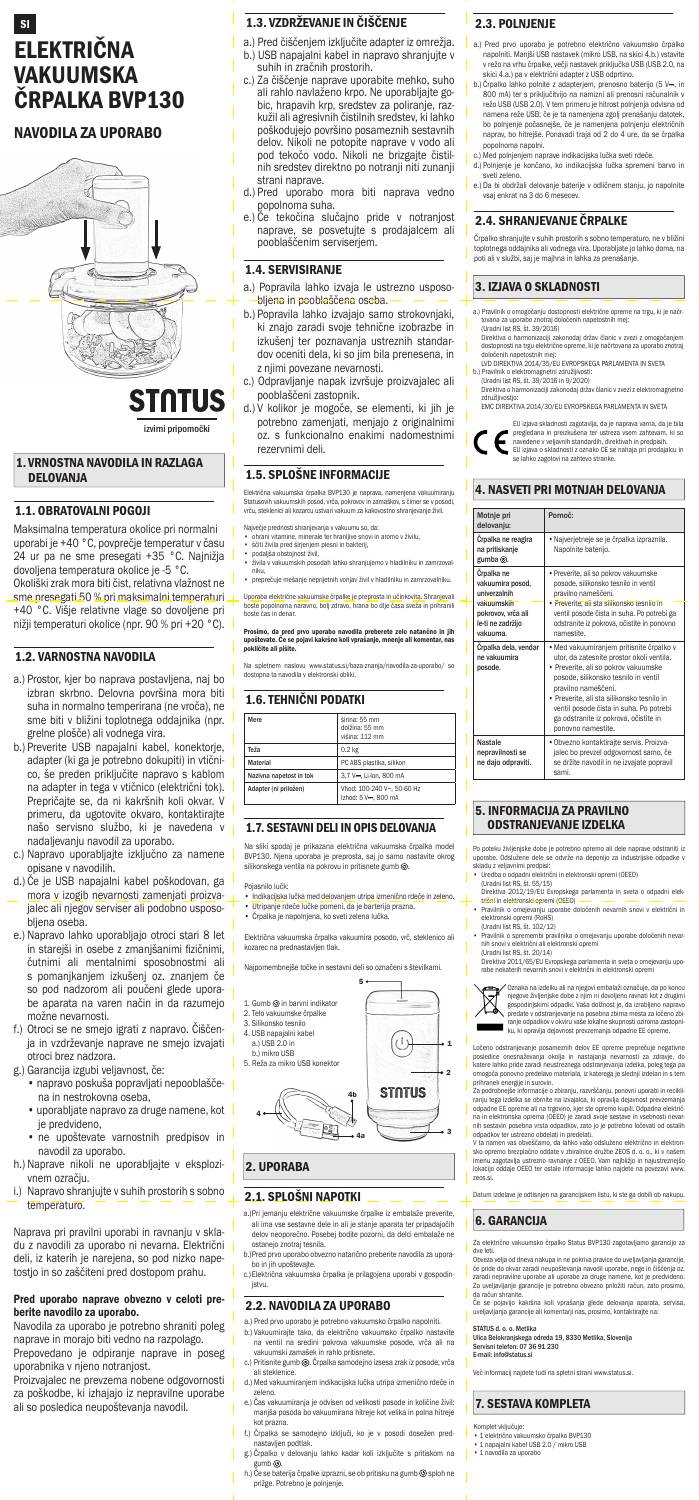SI

# ELEKTRIČNA VAKUUMSKA ČRPALKA BVP130

## NAVODILA ZA UPORABO

STATUS
izvirni pripomočki

## 1. VRNOSTNA NAVODILA IN RAZLAGA DELOVANJA

### 1.1. OBRATOVALNI POGOJI

Maksimalna temperatura okolice pri normalni uporabi je +40 °C, povprečje temperatur v času 24 ur pa ne sme presegati +35 °C. Najnižja dovoljena temperatura okolice je -5 °C.

Okoliški zrak mora biti čist, relativna vlažnost ne sme presegati 50 % pri maksimalni temperaturi +40 °C. Višje relativne vlage so dovoljene pri nižji temperaturi okolice (npr. 90 % pri +20 °C).

### 1.2. VARNOSTNA NAVODILA

a.) Prostor, kjer bo naprava postavljena, naj bo izbran skrbno. Delovna površina mora biti suha in normalno temperirana (ne vroča), ne sme biti v bližini toplotnega oddajnika (npr. grelne plošče) ali vodnega vira.

b.) Preverite USB napajalni kabel, konektorje, adapter (ki ga je potrebno dokupiti) in vtičnico, še preden priključite napravo s kablom na adapter in tega v vtičnico (električni tok). Prepričajte se, da ni kakršnih koli okvar. V primeru, da ugotovite okvaro, kontaktirajte našo servisno službo, ki je navedena v nadaljevanju navodil za uporabo.

c.) Napravo uporabljajte izključno za namene opisane v navodilih.

d.) Če je USB napajalni kabel poškodovan, ga mora v izogib nevarnosti zamenjati proizvajalec ali njegov serviser ali podobno usposobljena oseba.

e.) Napravo lahko uporabljajo otroci stari 8 let in starejši in osebe z zmanjšanimi fizičnimi, čutnimi ali mentalnimi sposobnostmi ali s pomanjkanjem izkušenj oz. znanjem če so pod nadzorom ali poučeni glede uporabe aparata na varen način in da razumejo možne nevarnosti.

f.) Otroci se ne smejo igrati z napravo. Čiščenja in vzdrževanje naprave ne smejo izvajati otroci brez nadzora.

g.) Garancija izgubi veljavnost, če:
- napravo poskuša popravljati nepooblaščena in nestrokovna oseba,
- uporabljate napravo za druge namene, kot je predvideno,
- ne upoštevate varnostnih predpisov in navodil za uporabo.

h.) Naprave nikoli ne uporabljajte v eksplozivnem ozračju.

i.) Napravo shranjujte v suhih prostorih s sobno temperaturo.

Naprava pri pravilni uporabi in ravnanju v skladu z navodili za uporabo ni nevarna. Električni deli, ki deli, ki so narejena, so pod nizko napetostjo in so zaščiteni pred dostopom prahu.

**Pred uporabo naprave obvezno v celoti preberite navodila za uporabo.**

Navodila za uporabo je potrebno shraniti poleg naprave in morajo biti vedno na razpolago.

Prepovedano je odpiranje naprave in poseg uporabnika v njeno notranjost.

Proizvajalec ne prevzema nobene odgovornosti za poškodbe, ki izhajajo iz nepravilne uporabe ali so posledica neupoštevanja navodil.

### 1.3. VZDRŽEVANJE IN ČIŠČENJE

a.) Pred čiščenjem izključite adapter iz omrežja.

b.) USB napajalni kabel in napravo shranjujte v suhih in zračnih prostorih.

c.) Za čiščenje naprave uporabite mehko, suho ali rahlo navlaženo krpo. Ne uporabljajte gobic, hrapavih krp, sredstev za poliranje, razkužil ali agresivnih čistilnih sredstev, ki lahko poškodujejo površino posameznih sestavnih delov. Nikoli ne potopite naprave v vodo ali pod tekočo vodo. Nikoli ne brizgajte čistilnih sredstev direktno po notranji niti zunanji strani naprave.

d.) Pred uporabo mora biti naprava vedno popolnoma suha.

e.) Če tekočina slučajno pride v notranjost naprave, se posvetujte s prodajalcem ali pooblaščenim serviserjem.

### 1.4. SERVISIRANJE

a.) Popravila lahko izvaja le ustrezno usposobljena in pooblaščena oseba.

b.) Popravila lahko izvajajo samo strokovnjaki, ki znajo zaradi svoje tehnične izobrazbe in izkušenj ter poznavanja ustreznih standardov oceniti dela, ki so jim bila prenesena, in z njimi povezane nevarnosti.

c.) Odpravljanje napak izvršuje proizvajalec ali pooblaščeni zastopnik.

d.) V kolikor je mogoče, se elementi, ki jih je potrebno zamenjati, menjajo z originalnimi oz. s funkcionalno enakimi nadomestnimi rezervnimi deli.

### 1.5. SPLOŠNE INFORMACIJE

Električna vakuumska črpalka BVP130 je naprava, namenjena vakuumiranju Statusovih vakuumskih posod, vrčk, pokrovov in zamaškov, s čimer se v posodi, vrču, steklenici ali kozarcu ustvari vakuum za kakovostno shranjevanje živil.

Največje prednosti shranjevanja v vakuumu so, da:
- ohrani vitamine, minerale ter hranljive snovi in aromo v živilu,
- ščiti živila pred širjenjem plesni in bakterij,
- podaljša obstojnost živil,
- živila v vakuumskih posodah lahko shranjujemo v hladilniku in zamrzovalniku,
- preprečuje mešanje neprijetnih vonjav živil v hladilniku in zamrzovalniku.

Uporabo električne vakuumske črpalke je preprosta in učinkovita. Shranjevali boste popolnoma naravno, bolj zdravo, hrana bo dlje časa sveža in prihranili boste čas in denar.

**Prosimo, da pred prvo uporabo navodila preberete zelo natančno in jih upoštevate. Če se pojavi kakršno koli vprašanje, mnenje ali komentar, nas pokličite ali pišite.**

Na spletnem naslovu www.status.si/baza-znanja/navodila-za-uporabo/ so dostopna ta navodila v elektronski obliki.

### 1.6. TEHNIČNI PODATKI

| | |
|---|---|
| Mere | širina: 55 mm<br>dolžina: 55 mm<br>višina: 112 mm |
| Teža | 0.2 kg |
| Material | PC ABS plastika, silikon |
| Nazivna napetost in tok | 3,7 V⎓, Li-Ion, 800 mA |
| Adapter (ni priložen) | Vhod: 100-240 V~, 50-60 Hz<br>Izhod: 5 V⎓, 800 mA |

### 1.7. SESTAVNI DELI IN OPIS DELOVANJA

Na sliki spodaj je prikazana električna vakuumska črpalka model BVP130. Njena uporaba je preprosta, saj jo samo nastavite okrog silikonskega ventila na pokrovu in pritisnete gumb ⓢ.

Pojasnilo lučk:
- Indikacijska lučka med delovanjem utripa izmenično rdeče in zeleno.
- Utripanje rdeče lučke pomeni, da je baterija prazna.
- Črpalka je napolnjena, ko sveti zelena lučka.

Električna vakuumska črpalka vakuumira posodo, vrč, steklenico ali kozarec na prednastavljen tlak.

Najpomembnejše točke in sestavni deli so označeni s številkami.

1. Gumb ⓢ in barvni indikator
2. Telo vakuumske črpalke
3. Silikonsko tesnilo
4. USB napajalni kabel
 a.) USB 2.0 in
 b.) mikro USB
5. Reža za mikro USB konektor

## 2. UPORABA

### 2.1. SPLOŠNI NAPOTKI

a.) Pri jemanju električne vakuumske črpalke iz embalaže preverite, ali ima vse sestavne dele in ali je stanje aparata ter pripadajočih delov neoporečno. Posebej bodite pozorni, da deli embalaže ne ostanejo znotraj tesnila.

b.) Pred prvo uporabo obvezno natančno preberite navodila za uporabo in jih upoštevajte.

c.) Električna vakuumska črpalka je prilagojena uporabi v gospodinjstvu.

### 2.2. NAVODILA ZA UPORABO

a.) Pred prvo uporabo je potrebno vakuumsko črpalko napolniti.

b.) Vakuumirajte tako, da električno vakuumsko črpalko nastavite na ventil na sredini pokrova vakuumske posode, vrča ali na vakuumski zamašek in rahlo pritisnete.

c.) Pritisnite gumb ⓢ. Črpalka samodejno izsesa zrak iz posode, vrča ali steklenice.

d.) Med vakuumiranjem indikacijska lučka utripa izmenično rdeče in zeleno.

e.) Čas vakuumiranja je odvisen od velikosti posode in količine živil: manjša posoda bo vakuumirana hitreje kot velika in polna hitreje kot prazna.

f.) Črpalka se samodejno izključi, ko je v posodi doseženi prednastavljen podtlak.

g.) Črpalko v delovanju lahko kadar koli izključite s pritiskom na gumb ⓢ.

h.) Če se baterija črpalke izprazni, se ob pritisku na gumb ⓢ sploh ne prižge. Potrebno je polnjenje.

### 2.3. POLNJENJE

a.) Pred prvo uporabo je potrebno električno vakuumsko črpalko napolniti. Manjši USB nastavek (mikro USB, na skici 4.b.) vstavite v režo na vrhu črpalke, večji nastavek priključka USB (USB 2.0, na skici 4.a.) pa v električni adapter z USB odprtino.

b.) Črpalko lahko polnite z adapterjem, prenosno baterijo (5 V⎓, in 800 mA) ter s priključitvijo na namizni ali prenosni računalnik v režo USB (USB 2.0). V tem primeru je hitrost polnjenja odvisna od namena reže USB: če je ta namenjena zgolj prenašanju datotek, bo polnjenje počasnejše, če je namenjena polnjenju električnih naprav, bo hitrejše. Ponavadi traja od 2 do 4 ure, da se črpalka popolnoma napolni.

c.) Med polnjenjem naprave indikacijska lučka sveti rdeče.

d.) Polnjenje je končano, ko indikacijska lučka spremeni barvo in sveti zeleno.

e.) Da bi obdržali delovanje baterije v odličnem stanju, jo napolnite vsaj enkrat na 3 do 6 mesecev.

### 2.4. SHRANJEVANJE ČRPALKE

Črpalko shranjujte v suhih prostorih s sobno temperaturo, ne v bližini toplotnega oddajnika ali vodnega vira. Uporabljate jo lahko doma, na poti ali v službi, saj je majhna in lahka za prenašanje.

## 3. IZJAVA O SKLADNOSTI

a.) Pravilnik o omogočanju dostopnosti električne opreme na trgu, ki je načrtovana za uporabo znotraj določenih napetostnih mej:
(Uradni list RS, št. 39/2016)
Direktiva o harmonizaciji zakonodaj držav članic v zvezi z omogočanjem dostopnosti na trgu električne opreme, ki je načrtovana za uporabo znotraj določenih napetostnih mej:
LVD DIREKTIVA 2014/35/EU EVROPSKEGA PARLAMENTA IN SVETA

b.) Pravilnik o elektromagnetni združljivosti:
(Uradni list RS, št. 39/2016 in 9/2020)
Direktiva o harmonizaciji zakonodaj držav članic v zvezi z elektromagnetno združljivostjo:
EMC DIREKTIVA 2014/30/EU EVROPSKEGA PARLAMENTA IN SVETA

CE — EU izjava skladnosti zagotavlja, da je naprava vama, da je bila pregledana in preizkušena ter ustreza vsem zahtevam, ki so navedene v veljavnih standardih, direktivah in predpisih. EU izjava o skladnosti z oznako CE se nahaja pri prodajalcu in se lahko zagotovi na zahtevo stranke.

## 4. NASVETI PRI MOTNJAH DELOVANJA

| Motnje pri delovanju: | Pomoč: |
|---|---|
| Črpalka ne reagira na pritiskanje gumba ⓢ. | • Najverjetneje se je črpalka izpraznila. Napolnite baterijo. |
| Črpalka ne vakuumira posod, univerzalnih vakuumskih pokrovov, vrča ali le-ti ne zadržijo vakuuma. | • Preverite, ali so pokrov vakuumske posode, silikonsko tesnilo in ventil pravilno nameščeni.<br>• Preverite, ali sta silikonsko tesnilo in ventil posode čista in suha. Po potrebi ga odstranite iz pokrova, očistite in ponovno namestite. |
| Črpalka dela, vendar ne vakuumira posode. | • Med vakuumiranjem pritisnite črpalko v utor, da zatesnite prostor okoli ventila.<br>• Preverite, ali so pokrov vakuumske posode, silikonsko tesnilo in ventil pravilno nameščeni.<br>• Preverite, ali sta silikonsko tesnilo in ventil posode čista in suha. Po potrebi ga odstranite iz pokrova, očistite in ponovno namestite. |
| Nastale nepravilnosti se ne dajo odpraviti. | • Obvezno kontaktirajte servis. Proizvajalec bo prevzel odgovornost samo, če se držite navodil in ne izvajate popravil sami. |

## 5. INFORMACIJA ZA PRAVILNO ODSTRANJEVANJE IZDELKA

Po poteku življenjske dobe je potrebno opremo ali dele naprave odstraniti iz uporabe. Odslužene dele se odvrže na deponijo za industrijske odpadke v skladu z veljavnimi predpisi:

- Uredba o odpadni električni in elektronski opremi (OEEO)
(Uradni list RS, št. 55/15)
Direktiva 2012/19/EU Evropskega parlamenta in sveta o odpadni električni in elektronski opremi (OEEO)
- Pravilnik o omejevanju uporabe določenih nevarnih snovi v električni in elektronski opremi (RoHS)
(Uradni list RS, št. 102/12)
- Pravilnik o spremembi pravilnika o omejevanju uporabe določenih nevarnih snovi v električni ali elektronski opremi
(Uradni list RS, št. 20/14)
Direktiva 2011/65/EU Evropskega parlamenta in sveta o omejevanju uporabe nekaterih nevarnih snovi v električni in elektronski opremi

Oznaka na izdelku ali na njegovi embalaži označuje, da po koncu njegove življenjske dobe z njim ni dovoljeno ravnati kot z drugimi gospodinjskimi odpadki. Vaša dolžnost je, da izrabljeno napravo predate v obdelavo na posebna zbirna mesta za ločeno zbiranje odpadkov v okviru vaše lokalne skupnosti oziroma zastopniku, ki opravlja dejavnost prevzemanja odpadne EE opreme.

Ločeno odstranjevanje posameznih delov EE opreme preprečuje negativne posledice onesnaževanja okolja in nastajanja nevarnosti za zdravje, do katere lahko pride zaradi neustreznega odstranjevanja izdelka, poleg tega pa omogoča ponovno predelavo materiala, ki sestavlja ta izdelek in s tem prihranek energije in surovin.

Za podrobnejše informacije o zbiranju, razvrščanju, ponovni uporabi in recikliranju tega izdelka se obrnite na izvajalca, ki opravlja dejavnost prevzemanja odpadne EE opreme ali na trgovino, kjer ste opremo kupili. Odpadna električna in elektronska oprema (OEEO) je zaradi svoje sestave in vsebnosti nevarnih sestavin posebna vrsta odpadkov, zato jo je potrebno ločevati od ostalih odpadkov ter ustrezno obdelati in predelati.

V ta namen vas obveščamo, da lahko vašo odsluženo električno in elektronsko opremo brezplačno oddate v zbiralnice družbe ZEOS d. o. o., ki v našem imenu zagotavlja ustrezno ravnanje z OEEO. Vam najbližjo in najustreznejšo lokacijo oddaje OEEO ter ostale informacije lahko najdete na povezavi www.zeos.si.

Datum izdelave je odtisnjen na garancijskem listu, ki ste ga dobili ob nakupu.

## 6. GARANCIJA

Za električno vakuumsko črpalko Status BVP130 zagotavljamo garancijo za dve leti.

Obveza velja od dneva nakupa in ne pokriva pravice do uveljavljanja garancije, če pride do okvar zaradi neupoštevanja navodil uporabe, nege in čiščenja oz. zaradi nepravilne uporabe ali uporabe za druge namene, kot je predvideno. Za uveljavljanje garancije je potrebno obvezno priložiti račun, zato prosimo, da račun shranite.

Če se pojavijo kakršna koli vprašanja glede delovanja aparata, servisa, uveljavljanja garancije ali komentarji nas, prosimo, kontaktirajte na:

**STATUS d. o. o. Metlika**
**Ulica Belokranjskega odreda 19, 8330 Metlika, Slovenija**
**Servisni telefon: 07 36 91 230**
**E-mail: info@status.si**

Več informacij najdete tudi na spletni strani www.status.si.

## 7. SESTAVA KOMPLETA

Komplet vključuje:
- 1 električno vakuumsko črpalko BVP130
- 1 napajalni kabel USB 2.0 / mikro USB
- 1 navodila za uporabo